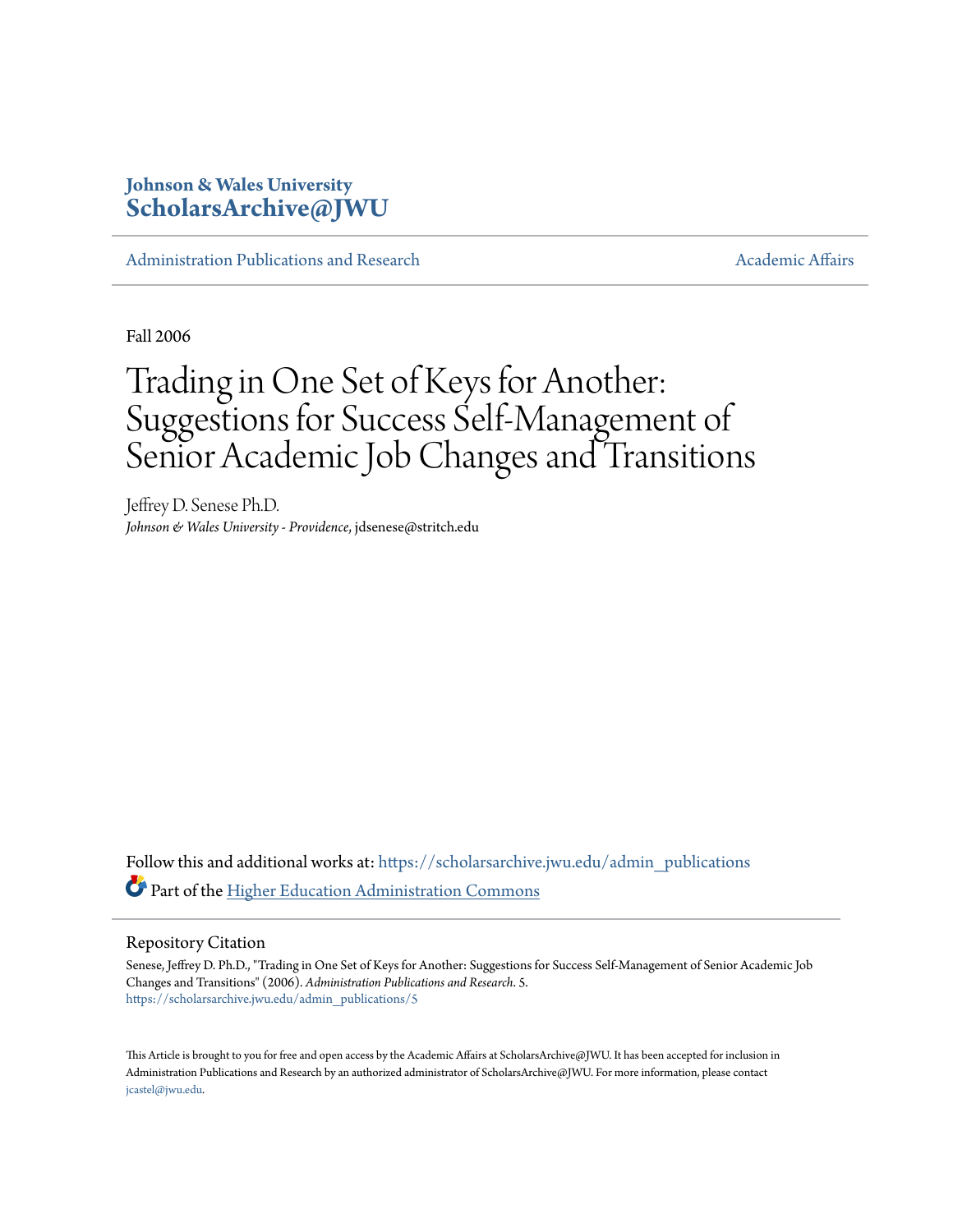Johnson & Wales University
**ScholarsArchive@JWU**

Administration Publications and Research | Academic Affairs

Fall 2006

# Trading in One Set of Keys for Another: Suggestions for Success Self-Management of Senior Academic Job Changes and Transitions

Jeffrey D. Senese Ph.D.
*Johnson & Wales University - Providence*, jdsenese@stritch.edu

Follow this and additional works at: https://scholarsarchive.jwu.edu/admin_publications

Part of the Higher Education Administration Commons

## Repository Citation

Senese, Jeffrey D. Ph.D., "Trading in One Set of Keys for Another: Suggestions for Success Self-Management of Senior Academic Job Changes and Transitions" (2006). *Administration Publications and Research*. 5.
https://scholarsarchive.jwu.edu/admin_publications/5

This Article is brought to you for free and open access by the Academic Affairs at ScholarsArchive@JWU. It has been accepted for inclusion in Administration Publications and Research by an authorized administrator of ScholarsArchive@JWU. For more information, please contact jcastel@jwu.edu.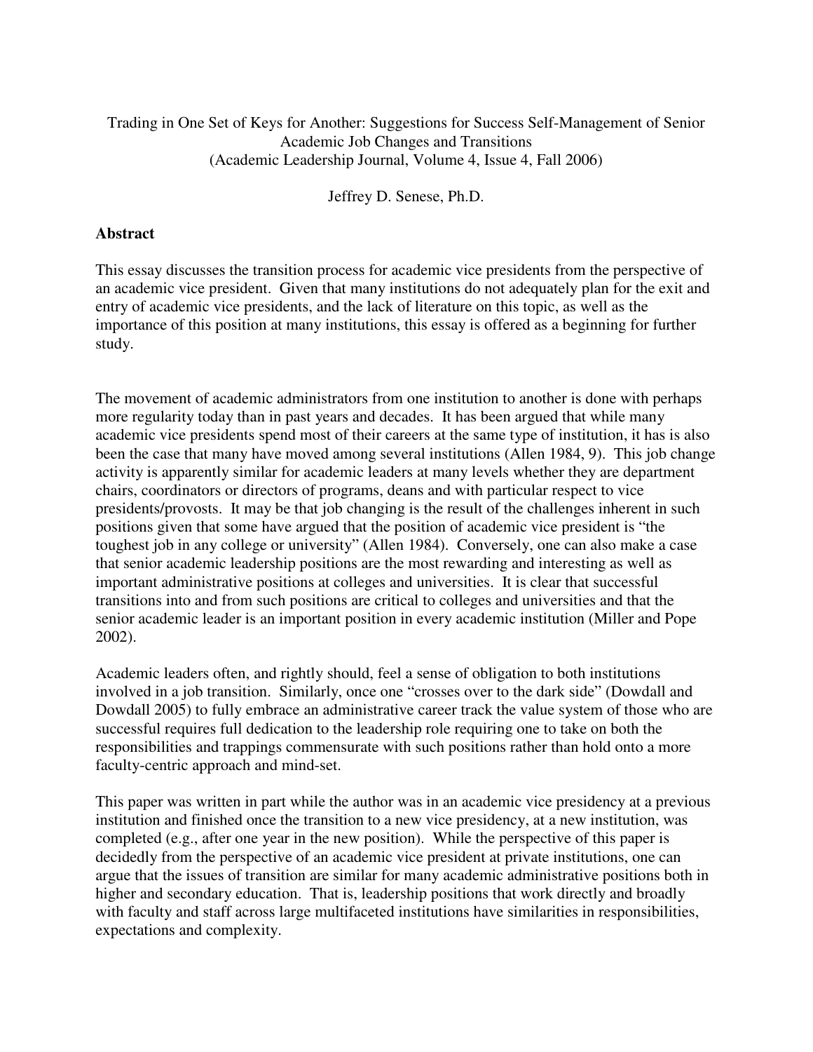Trading in One Set of Keys for Another: Suggestions for Success Self-Management of Senior Academic Job Changes and Transitions
(Academic Leadership Journal, Volume 4, Issue 4, Fall 2006)

Jeffrey D. Senese, Ph.D.

## Abstract

This essay discusses the transition process for academic vice presidents from the perspective of an academic vice president. Given that many institutions do not adequately plan for the exit and entry of academic vice presidents, and the lack of literature on this topic, as well as the importance of this position at many institutions, this essay is offered as a beginning for further study.

The movement of academic administrators from one institution to another is done with perhaps more regularity today than in past years and decades. It has been argued that while many academic vice presidents spend most of their careers at the same type of institution, it has is also been the case that many have moved among several institutions (Allen 1984, 9). This job change activity is apparently similar for academic leaders at many levels whether they are department chairs, coordinators or directors of programs, deans and with particular respect to vice presidents/provosts. It may be that job changing is the result of the challenges inherent in such positions given that some have argued that the position of academic vice president is "the toughest job in any college or university" (Allen 1984). Conversely, one can also make a case that senior academic leadership positions are the most rewarding and interesting as well as important administrative positions at colleges and universities. It is clear that successful transitions into and from such positions are critical to colleges and universities and that the senior academic leader is an important position in every academic institution (Miller and Pope 2002).

Academic leaders often, and rightly should, feel a sense of obligation to both institutions involved in a job transition. Similarly, once one "crosses over to the dark side" (Dowdall and Dowdall 2005) to fully embrace an administrative career track the value system of those who are successful requires full dedication to the leadership role requiring one to take on both the responsibilities and trappings commensurate with such positions rather than hold onto a more faculty-centric approach and mind-set.

This paper was written in part while the author was in an academic vice presidency at a previous institution and finished once the transition to a new vice presidency, at a new institution, was completed (e.g., after one year in the new position). While the perspective of this paper is decidedly from the perspective of an academic vice president at private institutions, one can argue that the issues of transition are similar for many academic administrative positions both in higher and secondary education. That is, leadership positions that work directly and broadly with faculty and staff across large multifaceted institutions have similarities in responsibilities, expectations and complexity.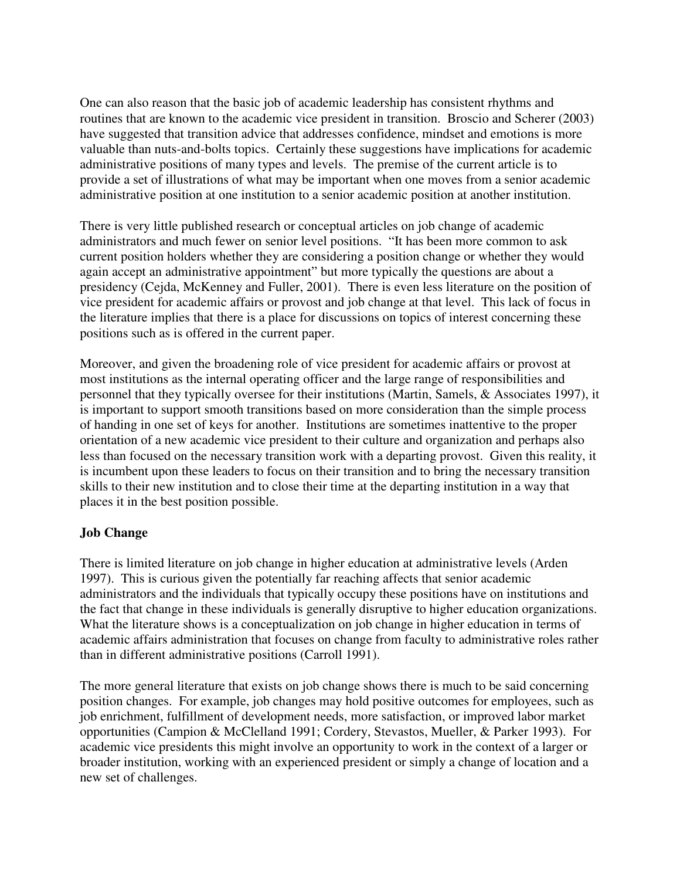One can also reason that the basic job of academic leadership has consistent rhythms and routines that are known to the academic vice president in transition. Broscio and Scherer (2003) have suggested that transition advice that addresses confidence, mindset and emotions is more valuable than nuts-and-bolts topics. Certainly these suggestions have implications for academic administrative positions of many types and levels. The premise of the current article is to provide a set of illustrations of what may be important when one moves from a senior academic administrative position at one institution to a senior academic position at another institution.

There is very little published research or conceptual articles on job change of academic administrators and much fewer on senior level positions. "It has been more common to ask current position holders whether they are considering a position change or whether they would again accept an administrative appointment" but more typically the questions are about a presidency (Cejda, McKenney and Fuller, 2001). There is even less literature on the position of vice president for academic affairs or provost and job change at that level. This lack of focus in the literature implies that there is a place for discussions on topics of interest concerning these positions such as is offered in the current paper.

Moreover, and given the broadening role of vice president for academic affairs or provost at most institutions as the internal operating officer and the large range of responsibilities and personnel that they typically oversee for their institutions (Martin, Samels, & Associates 1997), it is important to support smooth transitions based on more consideration than the simple process of handing in one set of keys for another. Institutions are sometimes inattentive to the proper orientation of a new academic vice president to their culture and organization and perhaps also less than focused on the necessary transition work with a departing provost. Given this reality, it is incumbent upon these leaders to focus on their transition and to bring the necessary transition skills to their new institution and to close their time at the departing institution in a way that places it in the best position possible.

## Job Change

There is limited literature on job change in higher education at administrative levels (Arden 1997). This is curious given the potentially far reaching affects that senior academic administrators and the individuals that typically occupy these positions have on institutions and the fact that change in these individuals is generally disruptive to higher education organizations. What the literature shows is a conceptualization on job change in higher education in terms of academic affairs administration that focuses on change from faculty to administrative roles rather than in different administrative positions (Carroll 1991).

The more general literature that exists on job change shows there is much to be said concerning position changes. For example, job changes may hold positive outcomes for employees, such as job enrichment, fulfillment of development needs, more satisfaction, or improved labor market opportunities (Campion & McClelland 1991; Cordery, Stevastos, Mueller, & Parker 1993). For academic vice presidents this might involve an opportunity to work in the context of a larger or broader institution, working with an experienced president or simply a change of location and a new set of challenges.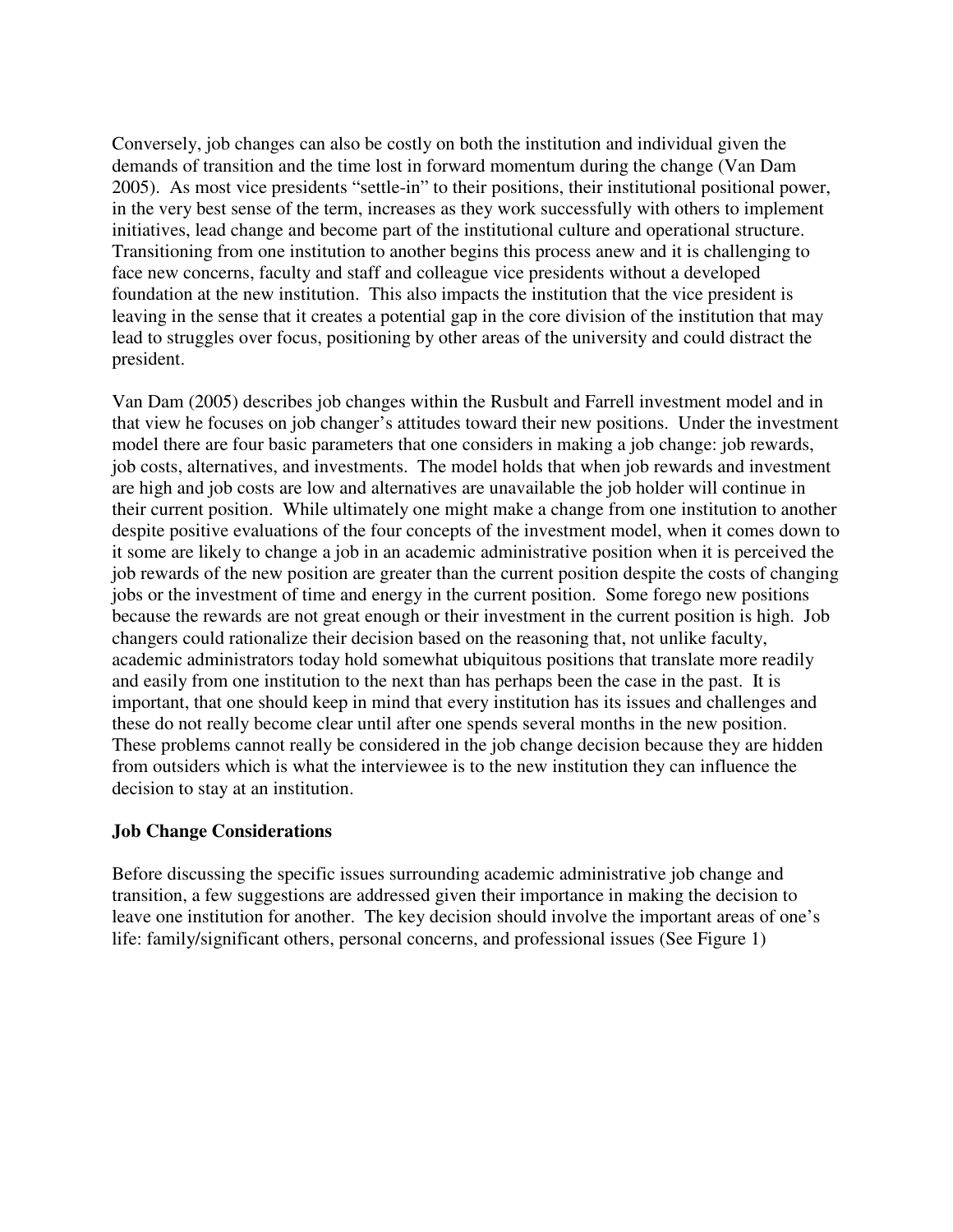Conversely, job changes can also be costly on both the institution and individual given the demands of transition and the time lost in forward momentum during the change (Van Dam 2005). As most vice presidents "settle-in" to their positions, their institutional positional power, in the very best sense of the term, increases as they work successfully with others to implement initiatives, lead change and become part of the institutional culture and operational structure. Transitioning from one institution to another begins this process anew and it is challenging to face new concerns, faculty and staff and colleague vice presidents without a developed foundation at the new institution. This also impacts the institution that the vice president is leaving in the sense that it creates a potential gap in the core division of the institution that may lead to struggles over focus, positioning by other areas of the university and could distract the president.

Van Dam (2005) describes job changes within the Rusbult and Farrell investment model and in that view he focuses on job changer's attitudes toward their new positions. Under the investment model there are four basic parameters that one considers in making a job change: job rewards, job costs, alternatives, and investments. The model holds that when job rewards and investment are high and job costs are low and alternatives are unavailable the job holder will continue in their current position. While ultimately one might make a change from one institution to another despite positive evaluations of the four concepts of the investment model, when it comes down to it some are likely to change a job in an academic administrative position when it is perceived the job rewards of the new position are greater than the current position despite the costs of changing jobs or the investment of time and energy in the current position. Some forego new positions because the rewards are not great enough or their investment in the current position is high. Job changers could rationalize their decision based on the reasoning that, not unlike faculty, academic administrators today hold somewhat ubiquitous positions that translate more readily and easily from one institution to the next than has perhaps been the case in the past. It is important, that one should keep in mind that every institution has its issues and challenges and these do not really become clear until after one spends several months in the new position. These problems cannot really be considered in the job change decision because they are hidden from outsiders which is what the interviewee is to the new institution they can influence the decision to stay at an institution.

### Job Change Considerations

Before discussing the specific issues surrounding academic administrative job change and transition, a few suggestions are addressed given their importance in making the decision to leave one institution for another. The key decision should involve the important areas of one's life: family/significant others, personal concerns, and professional issues (See Figure 1)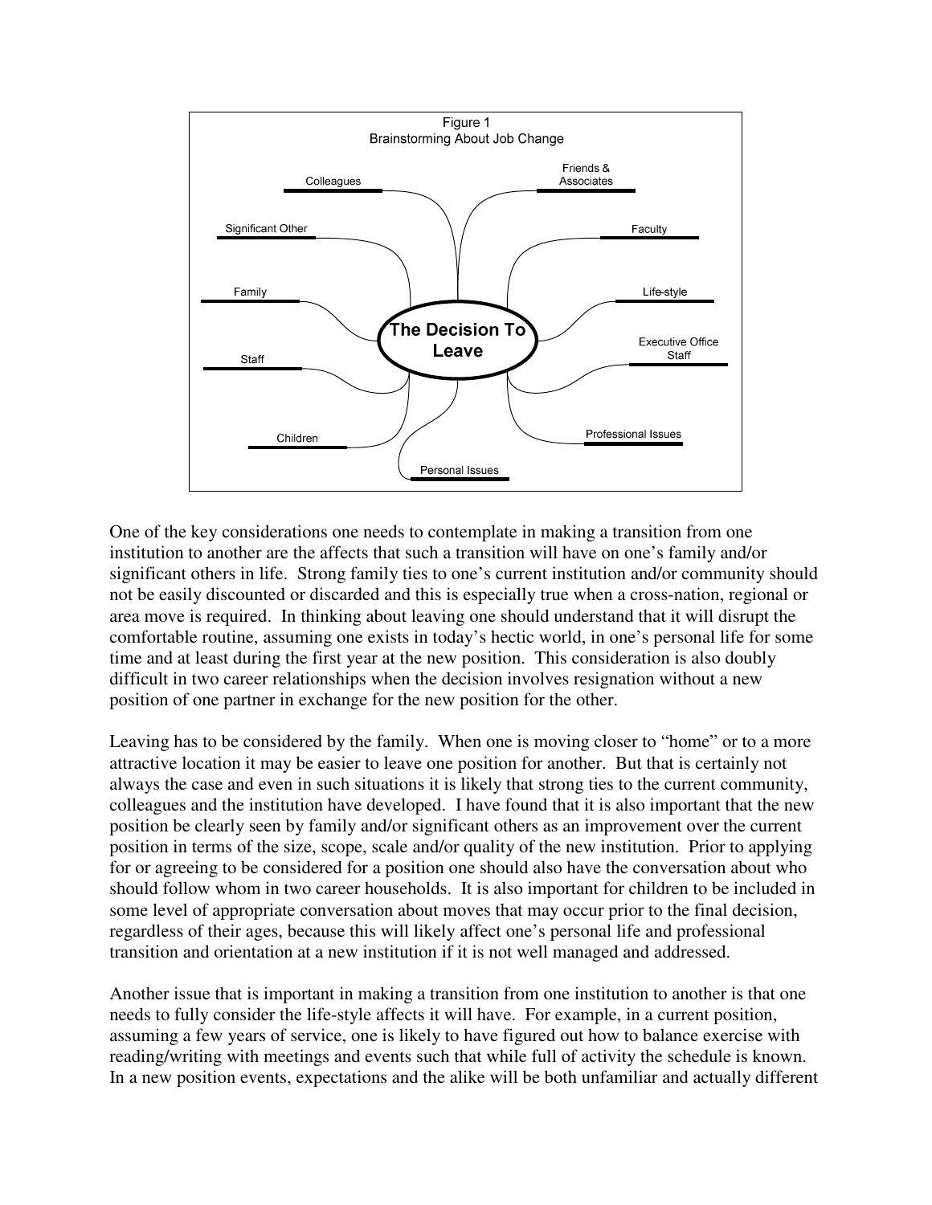Figure 1
Brainstorming About Job Change

- The Decision To Leave
  - Colleagues
  - Friends & Associates
  - Significant Other
  - Faculty
  - Family
  - Life-style
  - Staff
  - Executive Office Staff
  - Children
  - Professional Issues
  - Personal Issues

One of the key considerations one needs to contemplate in making a transition from one institution to another are the affects that such a transition will have on one's family and/or significant others in life. Strong family ties to one's current institution and/or community should not be easily discounted or discarded and this is especially true when a cross-nation, regional or area move is required. In thinking about leaving one should understand that it will disrupt the comfortable routine, assuming one exists in today's hectic world, in one's personal life for some time and at least during the first year at the new position. This consideration is also doubly difficult in two career relationships when the decision involves resignation without a new position of one partner in exchange for the new position for the other.

Leaving has to be considered by the family. When one is moving closer to "home" or to a more attractive location it may be easier to leave one position for another. But that is certainly not always the case and even in such situations it is likely that strong ties to the current community, colleagues and the institution have developed. I have found that it is also important that the new position be clearly seen by family and/or significant others as an improvement over the current position in terms of the size, scope, scale and/or quality of the new institution. Prior to applying for or agreeing to be considered for a position one should also have the conversation about who should follow whom in two career households. It is also important for children to be included in some level of appropriate conversation about moves that may occur prior to the final decision, regardless of their ages, because this will likely affect one's personal life and professional transition and orientation at a new institution if it is not well managed and addressed.

Another issue that is important in making a transition from one institution to another is that one needs to fully consider the life-style affects it will have. For example, in a current position, assuming a few years of service, one is likely to have figured out how to balance exercise with reading/writing with meetings and events such that while full of activity the schedule is known. In a new position events, expectations and the alike will be both unfamiliar and actually different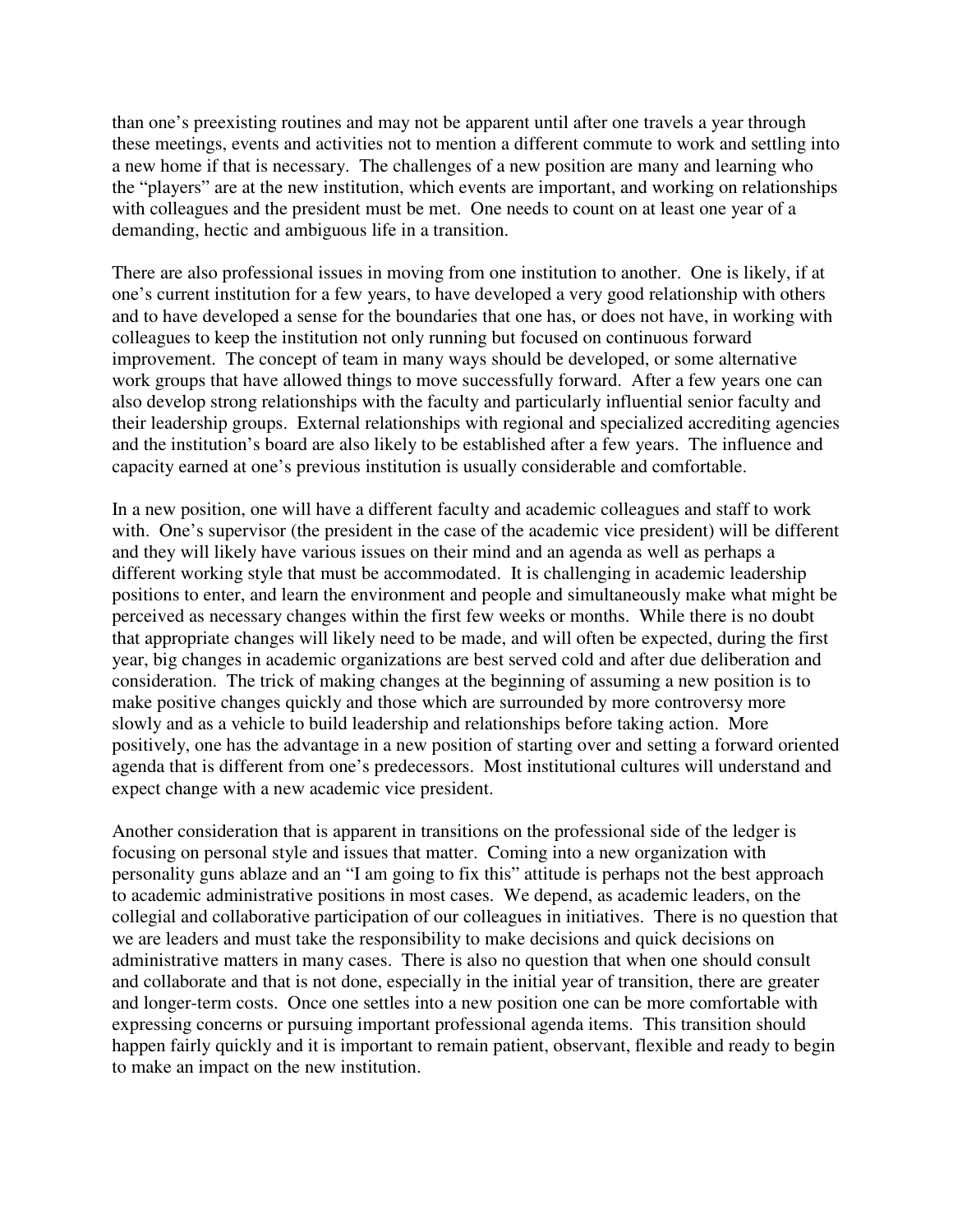than one's preexisting routines and may not be apparent until after one travels a year through these meetings, events and activities not to mention a different commute to work and settling into a new home if that is necessary. The challenges of a new position are many and learning who the "players" are at the new institution, which events are important, and working on relationships with colleagues and the president must be met. One needs to count on at least one year of a demanding, hectic and ambiguous life in a transition.

There are also professional issues in moving from one institution to another. One is likely, if at one's current institution for a few years, to have developed a very good relationship with others and to have developed a sense for the boundaries that one has, or does not have, in working with colleagues to keep the institution not only running but focused on continuous forward improvement. The concept of team in many ways should be developed, or some alternative work groups that have allowed things to move successfully forward. After a few years one can also develop strong relationships with the faculty and particularly influential senior faculty and their leadership groups. External relationships with regional and specialized accrediting agencies and the institution's board are also likely to be established after a few years. The influence and capacity earned at one's previous institution is usually considerable and comfortable.

In a new position, one will have a different faculty and academic colleagues and staff to work with. One's supervisor (the president in the case of the academic vice president) will be different and they will likely have various issues on their mind and an agenda as well as perhaps a different working style that must be accommodated. It is challenging in academic leadership positions to enter, and learn the environment and people and simultaneously make what might be perceived as necessary changes within the first few weeks or months. While there is no doubt that appropriate changes will likely need to be made, and will often be expected, during the first year, big changes in academic organizations are best served cold and after due deliberation and consideration. The trick of making changes at the beginning of assuming a new position is to make positive changes quickly and those which are surrounded by more controversy more slowly and as a vehicle to build leadership and relationships before taking action. More positively, one has the advantage in a new position of starting over and setting a forward oriented agenda that is different from one's predecessors. Most institutional cultures will understand and expect change with a new academic vice president.

Another consideration that is apparent in transitions on the professional side of the ledger is focusing on personal style and issues that matter. Coming into a new organization with personality guns ablaze and an "I am going to fix this" attitude is perhaps not the best approach to academic administrative positions in most cases. We depend, as academic leaders, on the collegial and collaborative participation of our colleagues in initiatives. There is no question that we are leaders and must take the responsibility to make decisions and quick decisions on administrative matters in many cases. There is also no question that when one should consult and collaborate and that is not done, especially in the initial year of transition, there are greater and longer-term costs. Once one settles into a new position one can be more comfortable with expressing concerns or pursuing important professional agenda items. This transition should happen fairly quickly and it is important to remain patient, observant, flexible and ready to begin to make an impact on the new institution.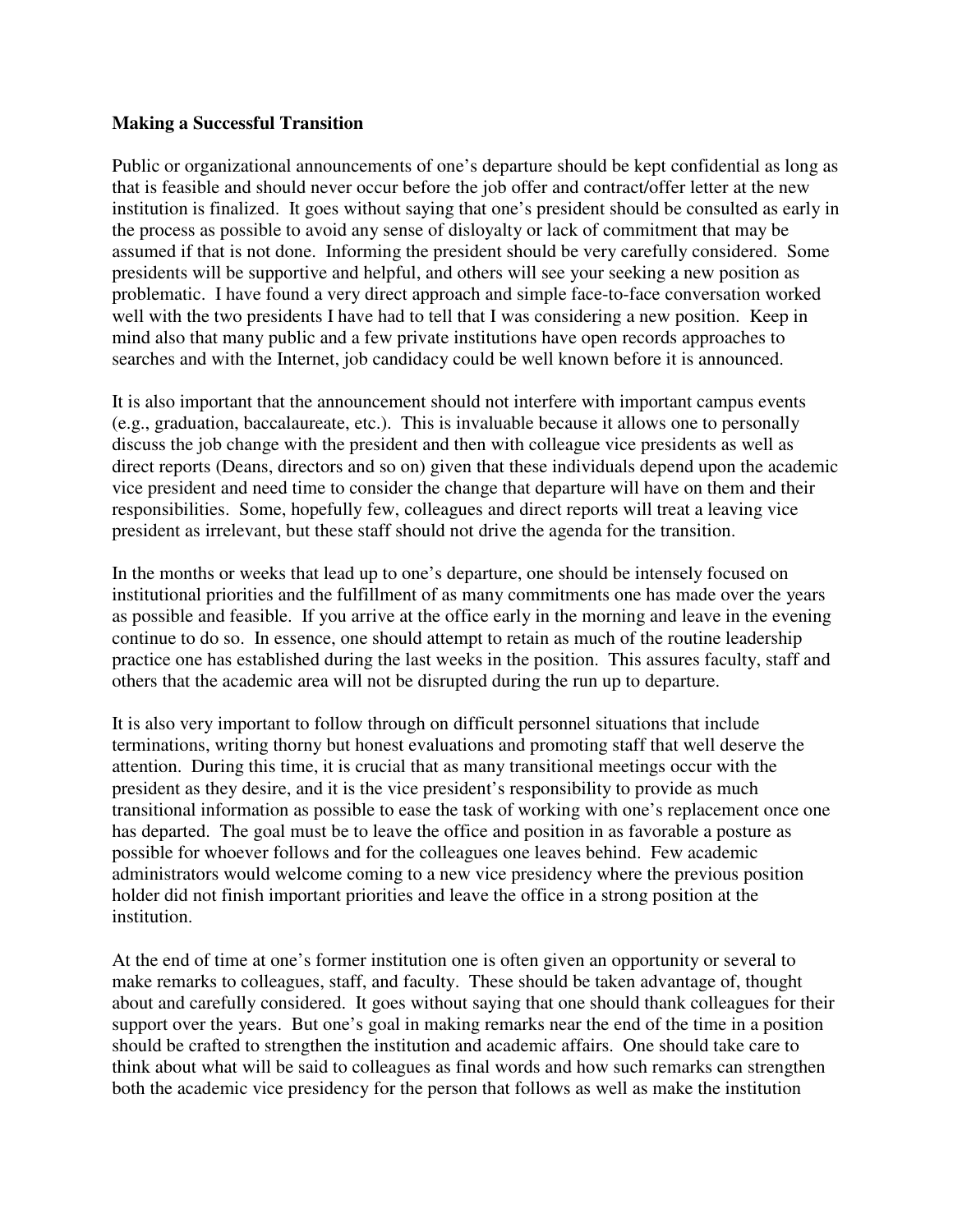**Making a Successful Transition**

Public or organizational announcements of one's departure should be kept confidential as long as that is feasible and should never occur before the job offer and contract/offer letter at the new institution is finalized. It goes without saying that one's president should be consulted as early in the process as possible to avoid any sense of disloyalty or lack of commitment that may be assumed if that is not done. Informing the president should be very carefully considered. Some presidents will be supportive and helpful, and others will see your seeking a new position as problematic. I have found a very direct approach and simple face-to-face conversation worked well with the two presidents I have had to tell that I was considering a new position. Keep in mind also that many public and a few private institutions have open records approaches to searches and with the Internet, job candidacy could be well known before it is announced.

It is also important that the announcement should not interfere with important campus events (e.g., graduation, baccalaureate, etc.). This is invaluable because it allows one to personally discuss the job change with the president and then with colleague vice presidents as well as direct reports (Deans, directors and so on) given that these individuals depend upon the academic vice president and need time to consider the change that departure will have on them and their responsibilities. Some, hopefully few, colleagues and direct reports will treat a leaving vice president as irrelevant, but these staff should not drive the agenda for the transition.

In the months or weeks that lead up to one's departure, one should be intensely focused on institutional priorities and the fulfillment of as many commitments one has made over the years as possible and feasible. If you arrive at the office early in the morning and leave in the evening continue to do so. In essence, one should attempt to retain as much of the routine leadership practice one has established during the last weeks in the position. This assures faculty, staff and others that the academic area will not be disrupted during the run up to departure.

It is also very important to follow through on difficult personnel situations that include terminations, writing thorny but honest evaluations and promoting staff that well deserve the attention. During this time, it is crucial that as many transitional meetings occur with the president as they desire, and it is the vice president's responsibility to provide as much transitional information as possible to ease the task of working with one's replacement once one has departed. The goal must be to leave the office and position in as favorable a posture as possible for whoever follows and for the colleagues one leaves behind. Few academic administrators would welcome coming to a new vice presidency where the previous position holder did not finish important priorities and leave the office in a strong position at the institution.

At the end of time at one's former institution one is often given an opportunity or several to make remarks to colleagues, staff, and faculty. These should be taken advantage of, thought about and carefully considered. It goes without saying that one should thank colleagues for their support over the years. But one's goal in making remarks near the end of the time in a position should be crafted to strengthen the institution and academic affairs. One should take care to think about what will be said to colleagues as final words and how such remarks can strengthen both the academic vice presidency for the person that follows as well as make the institution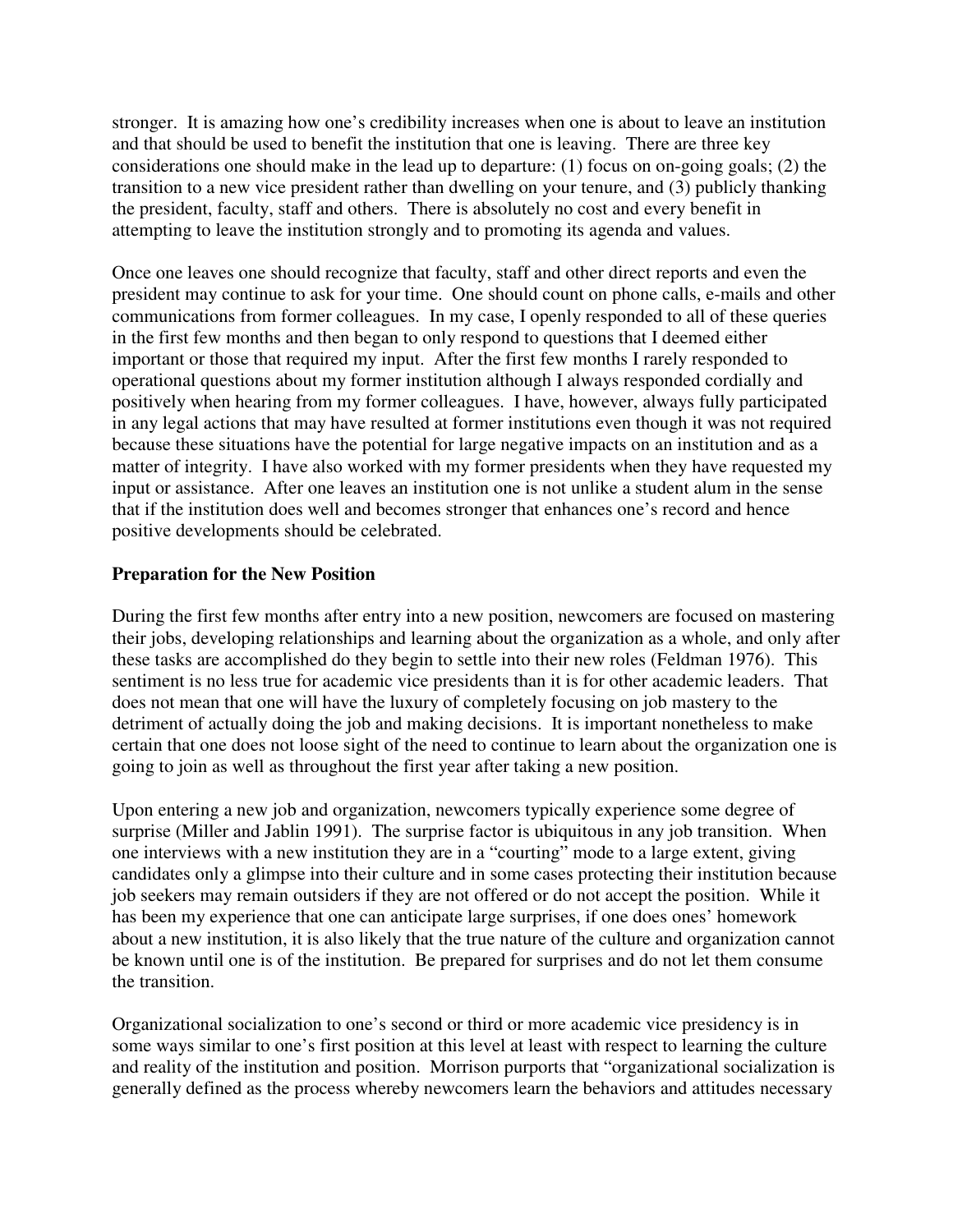stronger. It is amazing how one's credibility increases when one is about to leave an institution and that should be used to benefit the institution that one is leaving. There are three key considerations one should make in the lead up to departure: (1) focus on on-going goals; (2) the transition to a new vice president rather than dwelling on your tenure, and (3) publicly thanking the president, faculty, staff and others. There is absolutely no cost and every benefit in attempting to leave the institution strongly and to promoting its agenda and values.

Once one leaves one should recognize that faculty, staff and other direct reports and even the president may continue to ask for your time. One should count on phone calls, e-mails and other communications from former colleagues. In my case, I openly responded to all of these queries in the first few months and then began to only respond to questions that I deemed either important or those that required my input. After the first few months I rarely responded to operational questions about my former institution although I always responded cordially and positively when hearing from my former colleagues. I have, however, always fully participated in any legal actions that may have resulted at former institutions even though it was not required because these situations have the potential for large negative impacts on an institution and as a matter of integrity. I have also worked with my former presidents when they have requested my input or assistance. After one leaves an institution one is not unlike a student alum in the sense that if the institution does well and becomes stronger that enhances one's record and hence positive developments should be celebrated.

**Preparation for the New Position**

During the first few months after entry into a new position, newcomers are focused on mastering their jobs, developing relationships and learning about the organization as a whole, and only after these tasks are accomplished do they begin to settle into their new roles (Feldman 1976). This sentiment is no less true for academic vice presidents than it is for other academic leaders. That does not mean that one will have the luxury of completely focusing on job mastery to the detriment of actually doing the job and making decisions. It is important nonetheless to make certain that one does not loose sight of the need to continue to learn about the organization one is going to join as well as throughout the first year after taking a new position.

Upon entering a new job and organization, newcomers typically experience some degree of surprise (Miller and Jablin 1991). The surprise factor is ubiquitous in any job transition. When one interviews with a new institution they are in a "courting" mode to a large extent, giving candidates only a glimpse into their culture and in some cases protecting their institution because job seekers may remain outsiders if they are not offered or do not accept the position. While it has been my experience that one can anticipate large surprises, if one does ones' homework about a new institution, it is also likely that the true nature of the culture and organization cannot be known until one is of the institution. Be prepared for surprises and do not let them consume the transition.

Organizational socialization to one's second or third or more academic vice presidency is in some ways similar to one's first position at this level at least with respect to learning the culture and reality of the institution and position. Morrison purports that "organizational socialization is generally defined as the process whereby newcomers learn the behaviors and attitudes necessary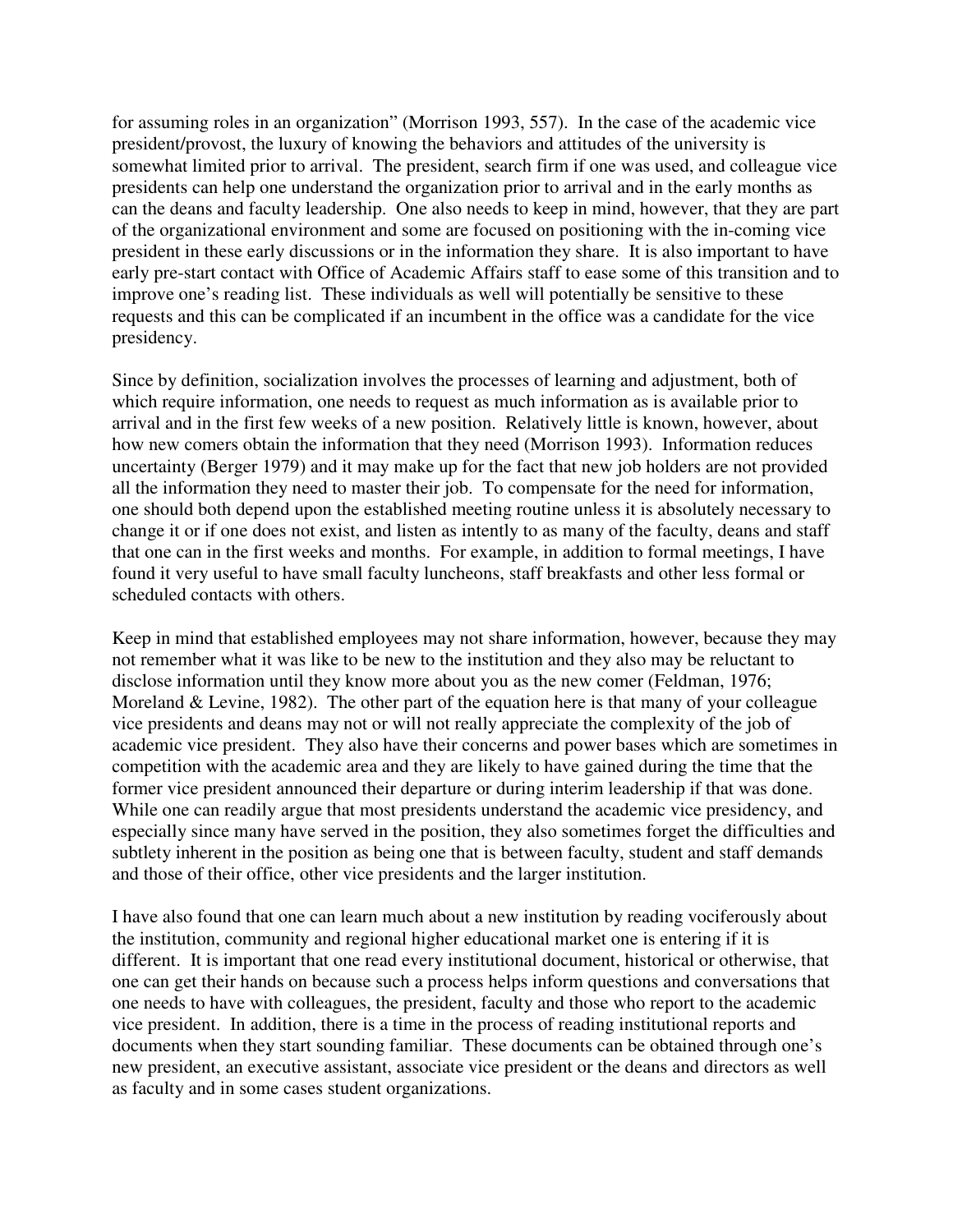for assuming roles in an organization" (Morrison 1993, 557). In the case of the academic vice president/provost, the luxury of knowing the behaviors and attitudes of the university is somewhat limited prior to arrival. The president, search firm if one was used, and colleague vice presidents can help one understand the organization prior to arrival and in the early months as can the deans and faculty leadership. One also needs to keep in mind, however, that they are part of the organizational environment and some are focused on positioning with the in-coming vice president in these early discussions or in the information they share. It is also important to have early pre-start contact with Office of Academic Affairs staff to ease some of this transition and to improve one's reading list. These individuals as well will potentially be sensitive to these requests and this can be complicated if an incumbent in the office was a candidate for the vice presidency.

Since by definition, socialization involves the processes of learning and adjustment, both of which require information, one needs to request as much information as is available prior to arrival and in the first few weeks of a new position. Relatively little is known, however, about how new comers obtain the information that they need (Morrison 1993). Information reduces uncertainty (Berger 1979) and it may make up for the fact that new job holders are not provided all the information they need to master their job. To compensate for the need for information, one should both depend upon the established meeting routine unless it is absolutely necessary to change it or if one does not exist, and listen as intently to as many of the faculty, deans and staff that one can in the first weeks and months. For example, in addition to formal meetings, I have found it very useful to have small faculty luncheons, staff breakfasts and other less formal or scheduled contacts with others.

Keep in mind that established employees may not share information, however, because they may not remember what it was like to be new to the institution and they also may be reluctant to disclose information until they know more about you as the new comer (Feldman, 1976; Moreland & Levine, 1982). The other part of the equation here is that many of your colleague vice presidents and deans may not or will not really appreciate the complexity of the job of academic vice president. They also have their concerns and power bases which are sometimes in competition with the academic area and they are likely to have gained during the time that the former vice president announced their departure or during interim leadership if that was done. While one can readily argue that most presidents understand the academic vice presidency, and especially since many have served in the position, they also sometimes forget the difficulties and subtlety inherent in the position as being one that is between faculty, student and staff demands and those of their office, other vice presidents and the larger institution.

I have also found that one can learn much about a new institution by reading vociferously about the institution, community and regional higher educational market one is entering if it is different. It is important that one read every institutional document, historical or otherwise, that one can get their hands on because such a process helps inform questions and conversations that one needs to have with colleagues, the president, faculty and those who report to the academic vice president. In addition, there is a time in the process of reading institutional reports and documents when they start sounding familiar. These documents can be obtained through one's new president, an executive assistant, associate vice president or the deans and directors as well as faculty and in some cases student organizations.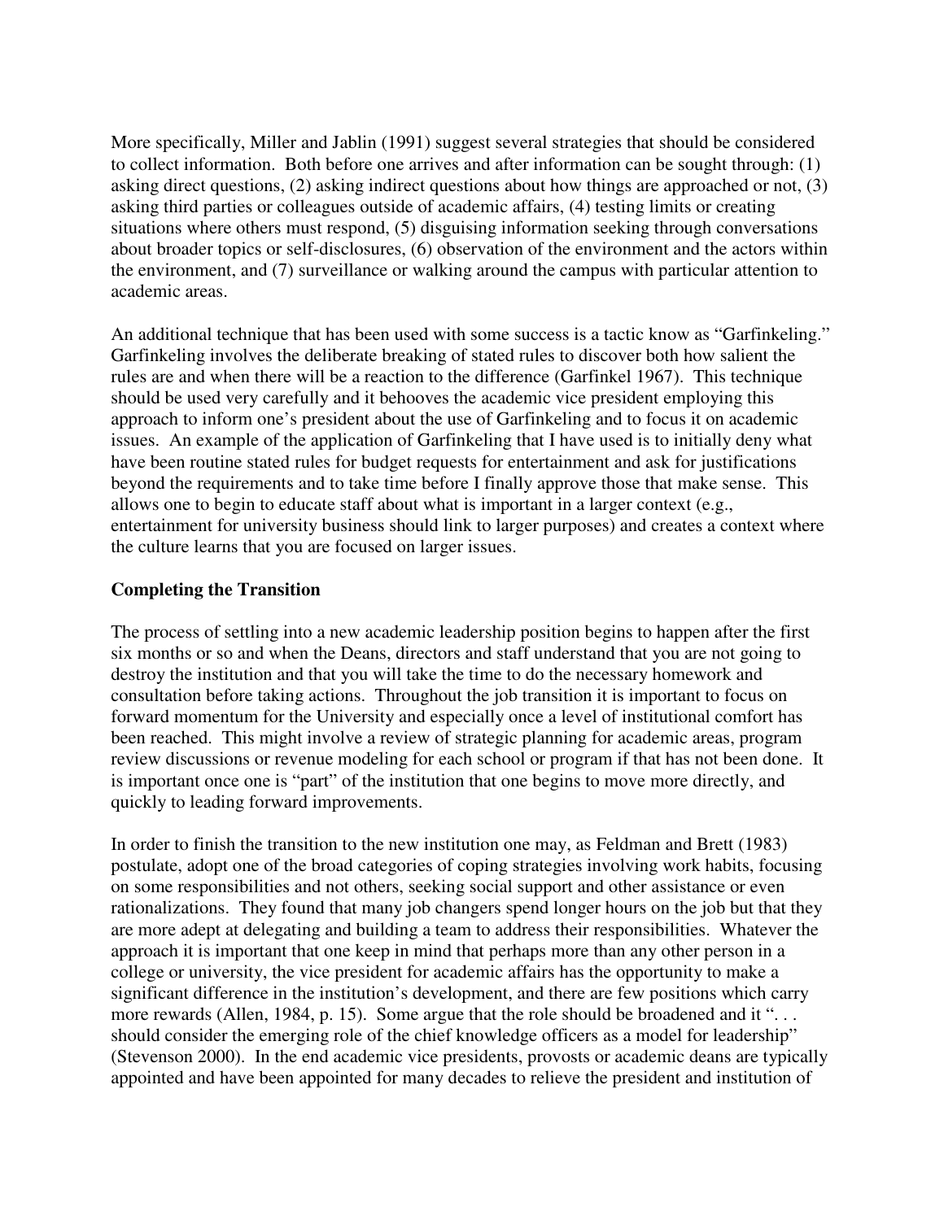More specifically, Miller and Jablin (1991) suggest several strategies that should be considered to collect information. Both before one arrives and after information can be sought through: (1) asking direct questions, (2) asking indirect questions about how things are approached or not, (3) asking third parties or colleagues outside of academic affairs, (4) testing limits or creating situations where others must respond, (5) disguising information seeking through conversations about broader topics or self-disclosures, (6) observation of the environment and the actors within the environment, and (7) surveillance or walking around the campus with particular attention to academic areas.

An additional technique that has been used with some success is a tactic know as "Garfinkeling." Garfinkeling involves the deliberate breaking of stated rules to discover both how salient the rules are and when there will be a reaction to the difference (Garfinkel 1967). This technique should be used very carefully and it behooves the academic vice president employing this approach to inform one's president about the use of Garfinkeling and to focus it on academic issues. An example of the application of Garfinkeling that I have used is to initially deny what have been routine stated rules for budget requests for entertainment and ask for justifications beyond the requirements and to take time before I finally approve those that make sense. This allows one to begin to educate staff about what is important in a larger context (e.g., entertainment for university business should link to larger purposes) and creates a context where the culture learns that you are focused on larger issues.

## Completing the Transition

The process of settling into a new academic leadership position begins to happen after the first six months or so and when the Deans, directors and staff understand that you are not going to destroy the institution and that you will take the time to do the necessary homework and consultation before taking actions. Throughout the job transition it is important to focus on forward momentum for the University and especially once a level of institutional comfort has been reached. This might involve a review of strategic planning for academic areas, program review discussions or revenue modeling for each school or program if that has not been done. It is important once one is "part" of the institution that one begins to move more directly, and quickly to leading forward improvements.

In order to finish the transition to the new institution one may, as Feldman and Brett (1983) postulate, adopt one of the broad categories of coping strategies involving work habits, focusing on some responsibilities and not others, seeking social support and other assistance or even rationalizations. They found that many job changers spend longer hours on the job but that they are more adept at delegating and building a team to address their responsibilities. Whatever the approach it is important that one keep in mind that perhaps more than any other person in a college or university, the vice president for academic affairs has the opportunity to make a significant difference in the institution's development, and there are few positions which carry more rewards (Allen, 1984, p. 15). Some argue that the role should be broadened and it ". . . should consider the emerging role of the chief knowledge officers as a model for leadership" (Stevenson 2000). In the end academic vice presidents, provosts or academic deans are typically appointed and have been appointed for many decades to relieve the president and institution of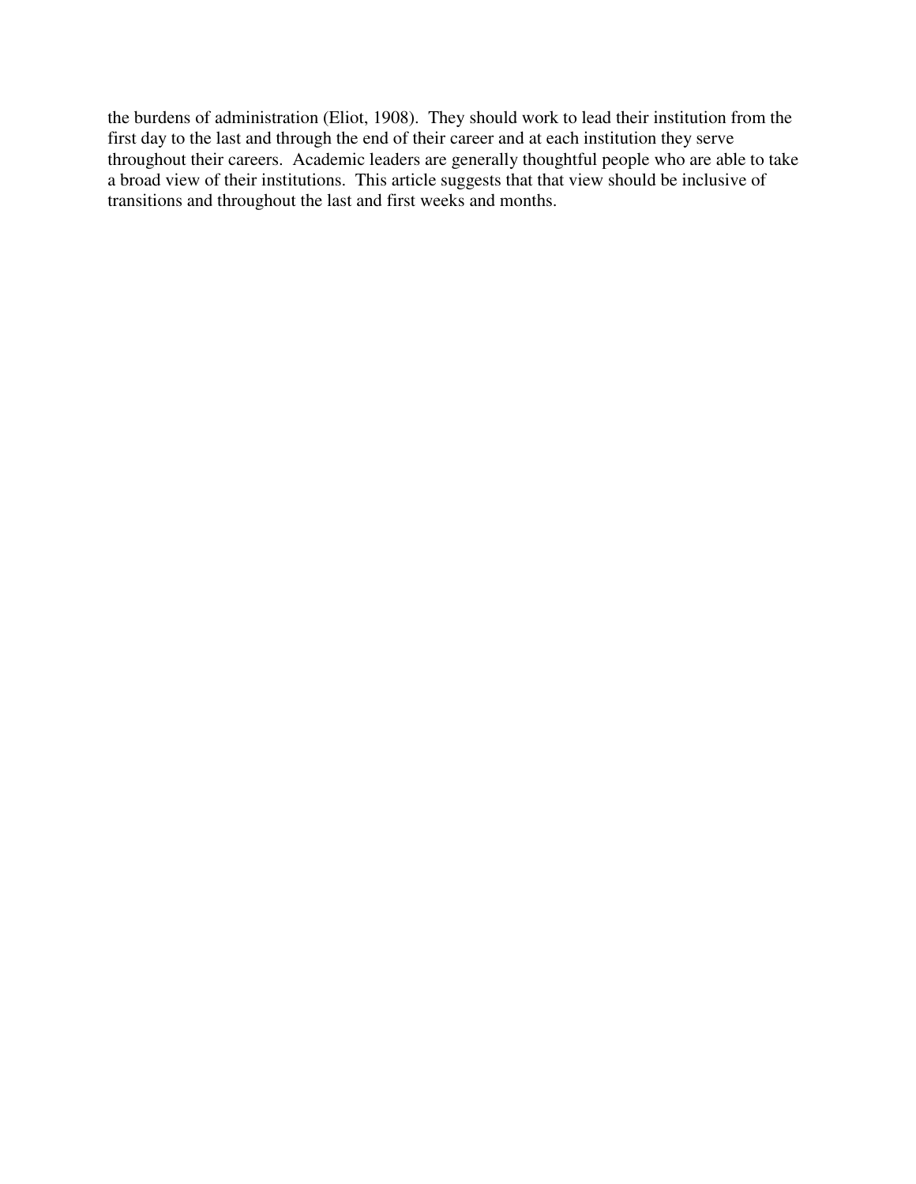the burdens of administration (Eliot, 1908). They should work to lead their institution from the first day to the last and through the end of their career and at each institution they serve throughout their careers. Academic leaders are generally thoughtful people who are able to take a broad view of their institutions. This article suggests that that view should be inclusive of transitions and throughout the last and first weeks and months.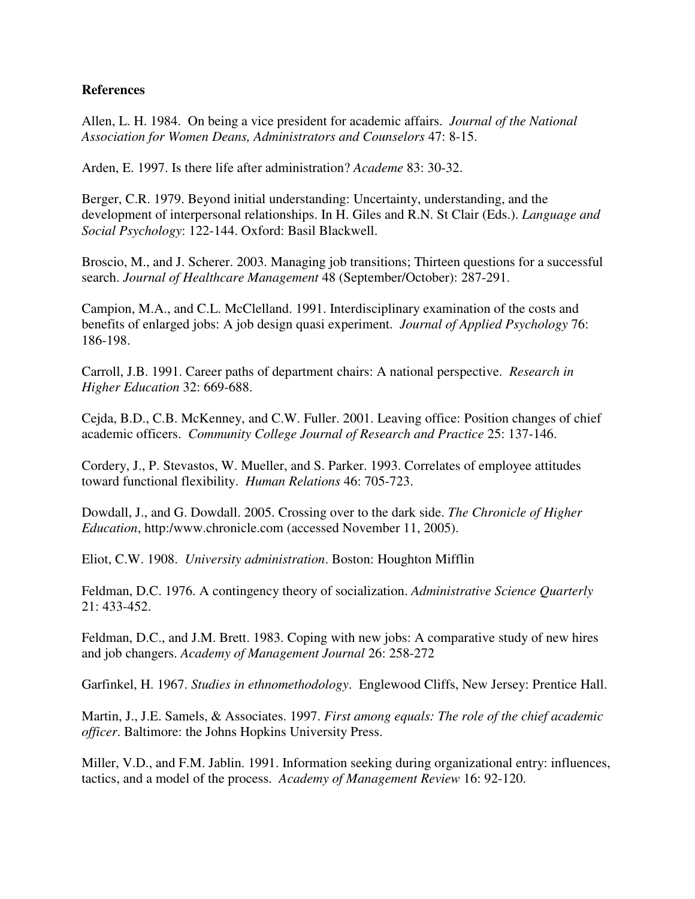**References**

Allen, L. H. 1984. On being a vice president for academic affairs. *Journal of the National Association for Women Deans, Administrators and Counselors* 47: 8-15.

Arden, E. 1997. Is there life after administration? *Academe* 83: 30-32.

Berger, C.R. 1979. Beyond initial understanding: Uncertainty, understanding, and the development of interpersonal relationships. In H. Giles and R.N. St Clair (Eds.). *Language and Social Psychology*: 122-144. Oxford: Basil Blackwell.

Broscio, M., and J. Scherer. 2003. Managing job transitions; Thirteen questions for a successful search. *Journal of Healthcare Management* 48 (September/October): 287-291.

Campion, M.A., and C.L. McClelland. 1991. Interdisciplinary examination of the costs and benefits of enlarged jobs: A job design quasi experiment. *Journal of Applied Psychology* 76: 186-198.

Carroll, J.B. 1991. Career paths of department chairs: A national perspective. *Research in Higher Education* 32: 669-688.

Cejda, B.D., C.B. McKenney, and C.W. Fuller. 2001. Leaving office: Position changes of chief academic officers. *Community College Journal of Research and Practice* 25: 137-146.

Cordery, J., P. Stevastos, W. Mueller, and S. Parker. 1993. Correlates of employee attitudes toward functional flexibility. *Human Relations* 46: 705-723.

Dowdall, J., and G. Dowdall. 2005. Crossing over to the dark side. *The Chronicle of Higher Education*, http:/www.chronicle.com (accessed November 11, 2005).

Eliot, C.W. 1908. *University administration*. Boston: Houghton Mifflin

Feldman, D.C. 1976. A contingency theory of socialization. *Administrative Science Quarterly* 21: 433-452.

Feldman, D.C., and J.M. Brett. 1983. Coping with new jobs: A comparative study of new hires and job changers. *Academy of Management Journal* 26: 258-272

Garfinkel, H. 1967. *Studies in ethnomethodology*. Englewood Cliffs, New Jersey: Prentice Hall.

Martin, J., J.E. Samels, & Associates. 1997. *First among equals: The role of the chief academic officer.* Baltimore: the Johns Hopkins University Press.

Miller, V.D., and F.M. Jablin. 1991. Information seeking during organizational entry: influences, tactics, and a model of the process. *Academy of Management Review* 16: 92-120.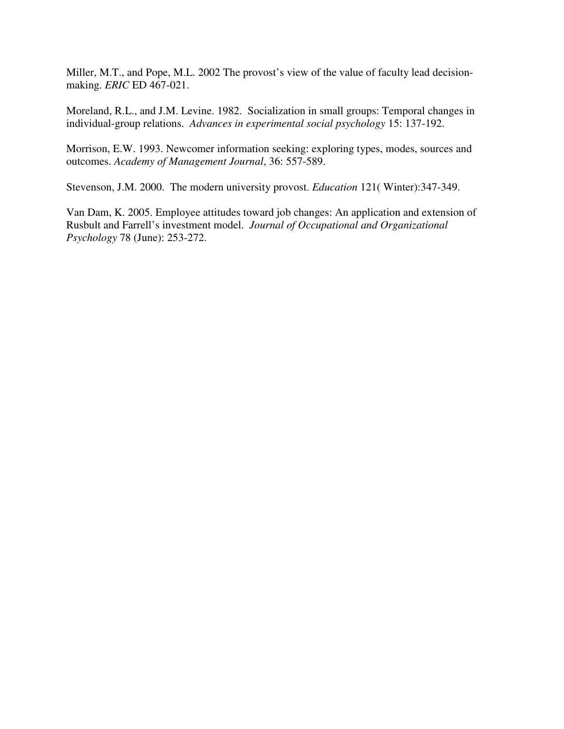Miller, M.T., and Pope, M.L. 2002 The provost's view of the value of faculty lead decision-making. *ERIC* ED 467-021.

Moreland, R.L., and J.M. Levine. 1982. Socialization in small groups: Temporal changes in individual-group relations. *Advances in experimental social psychology* 15: 137-192.

Morrison, E.W. 1993. Newcomer information seeking: exploring types, modes, sources and outcomes. *Academy of Management Journal*, 36: 557-589.

Stevenson, J.M. 2000. The modern university provost. *Education* 121( Winter):347-349.

Van Dam, K. 2005. Employee attitudes toward job changes: An application and extension of Rusbult and Farrell's investment model. *Journal of Occupational and Organizational Psychology* 78 (June): 253-272.